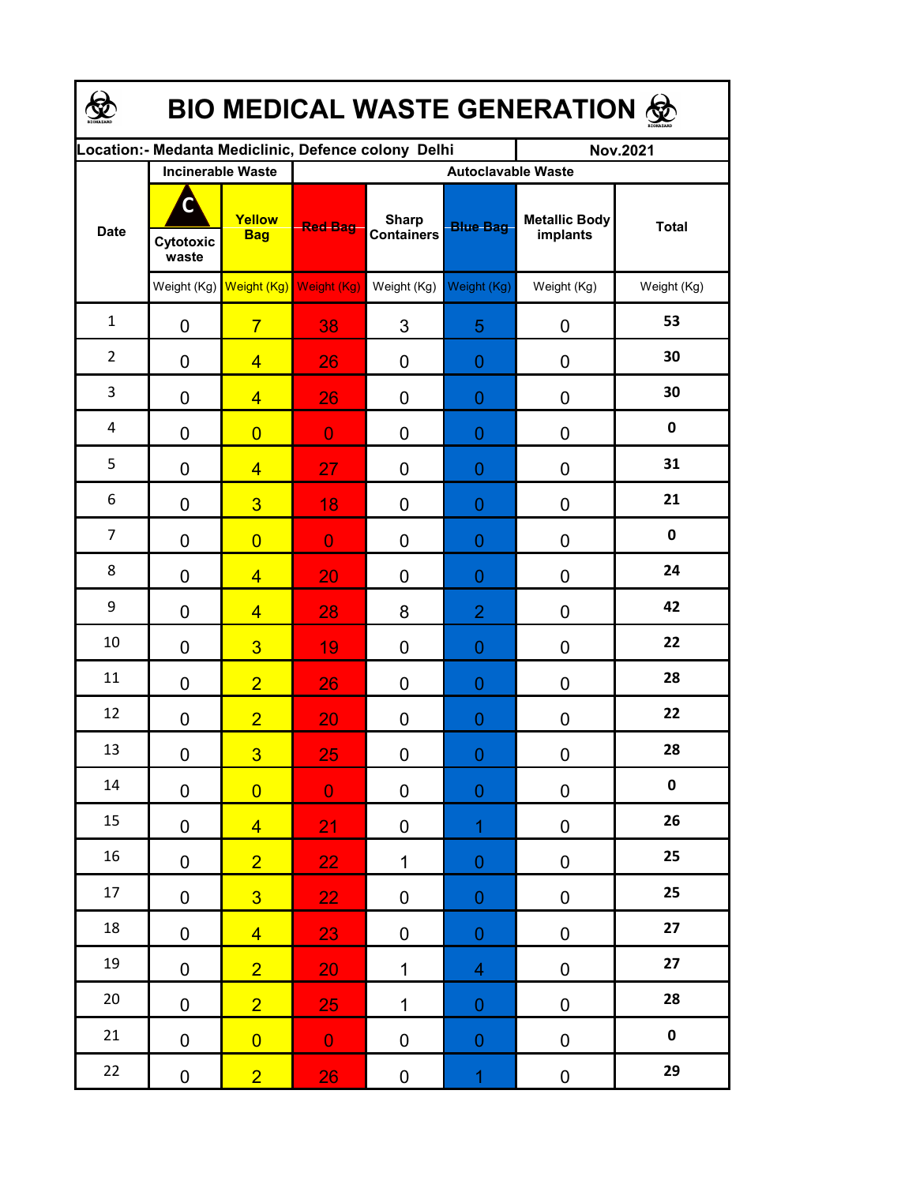# BIO MEDICAL WASTE GENERATION

| Location:- Medanta Mediclinic, Defence colony Delhi | | | | | | | Nov.2021 |
|---|---|---|---|---|---|---|---|
| Date | Incinerable Waste | | Autoclavable Waste | | | | |
| | C Cytotoxic waste | Yellow Bag | Red Bag | Sharp Containers | Blue Bag | Metallic Body implants | Total |
| | Weight (Kg) | Weight (Kg) | Weight (Kg) | Weight (Kg) | Weight (Kg) | Weight (Kg) | Weight (Kg) |
| 1 | 0 | 7 | 38 | 3 | 5 | 0 | **53** |
| 2 | 0 | 4 | 26 | 0 | 0 | 0 | **30** |
| 3 | 0 | 4 | 26 | 0 | 0 | 0 | **30** |
| 4 | 0 | 0 | 0 | 0 | 0 | 0 | **0** |
| 5 | 0 | 4 | 27 | 0 | 0 | 0 | **31** |
| 6 | 0 | 3 | 18 | 0 | 0 | 0 | **21** |
| 7 | 0 | 0 | 0 | 0 | 0 | 0 | **0** |
| 8 | 0 | 4 | 20 | 0 | 0 | 0 | **24** |
| 9 | 0 | 4 | 28 | 8 | 2 | 0 | **42** |
| 10 | 0 | 3 | 19 | 0 | 0 | 0 | **22** |
| 11 | 0 | 2 | 26 | 0 | 0 | 0 | **28** |
| 12 | 0 | 2 | 20 | 0 | 0 | 0 | **22** |
| 13 | 0 | 3 | 25 | 0 | 0 | 0 | **28** |
| 14 | 0 | 0 | 0 | 0 | 0 | 0 | **0** |
| 15 | 0 | 4 | 21 | 0 | 1 | 0 | **26** |
| 16 | 0 | 2 | 22 | 1 | 0 | 0 | **25** |
| 17 | 0 | 3 | 22 | 0 | 0 | 0 | **25** |
| 18 | 0 | 4 | 23 | 0 | 0 | 0 | **27** |
| 19 | 0 | 2 | 20 | 1 | 4 | 0 | **27** |
| 20 | 0 | 2 | 25 | 1 | 0 | 0 | **28** |
| 21 | 0 | 0 | 0 | 0 | 0 | 0 | **0** |
| 22 | 0 | 2 | 26 | 0 | 1 | 0 | **29** |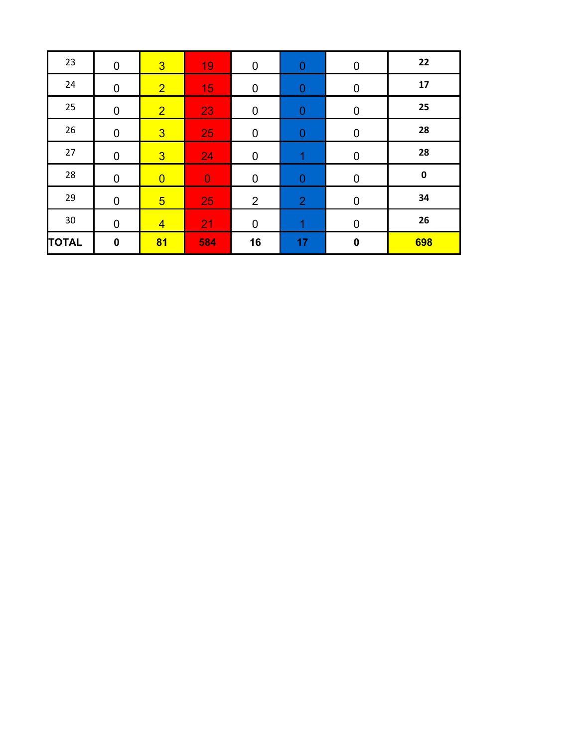| | | | | | | | |
|---|---|---|---|---|---|---|---|
| 23 | 0 | 3 | 19 | 0 | 0 | 0 | **22** |
| 24 | 0 | 2 | 15 | 0 | 0 | 0 | **17** |
| 25 | 0 | 2 | 23 | 0 | 0 | 0 | **25** |
| 26 | 0 | 3 | 25 | 0 | 0 | 0 | **28** |
| 27 | 0 | 3 | 24 | 0 | 1 | 0 | **28** |
| 28 | 0 | 0 | 0 | 0 | 0 | 0 | **0** |
| 29 | 0 | 5 | 25 | 2 | 2 | 0 | **34** |
| 30 | 0 | 4 | 21 | 0 | 1 | 0 | **26** |
| **TOTAL** | **0** | **81** | **584** | **16** | **17** | **0** | **698** |